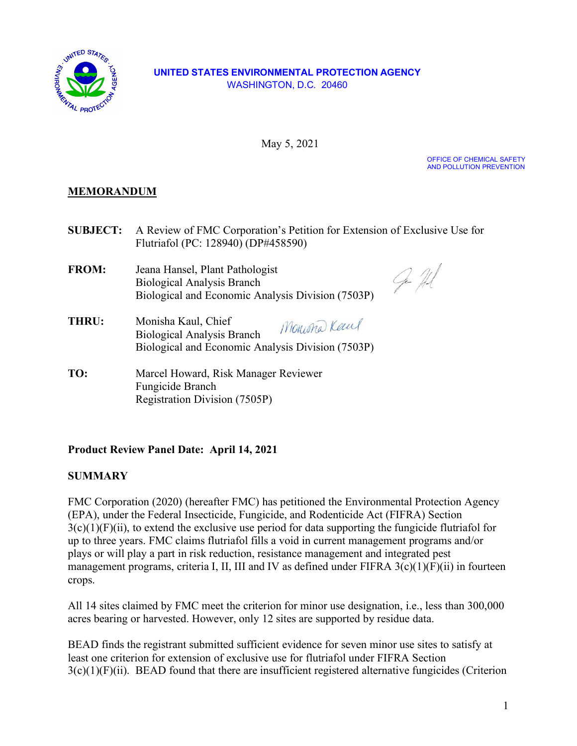**UNITED STATES ENVIRONMENTAL PROTECTION AGENCY**
WASHINGTON, D.C. 20460

May 5, 2021

OFFICE OF CHEMICAL SAFETY
AND POLLUTION PREVENTION

## MEMORANDUM

**SUBJECT:** A Review of FMC Corporation's Petition for Extension of Exclusive Use for Flutriafol (PC: 128940) (DP#458590)

**FROM:** Jeana Hansel, Plant Pathologist
Biological Analysis Branch
Biological and Economic Analysis Division (7503P)

**THRU:** Monisha Kaul, Chief
Biological Analysis Branch
Biological and Economic Analysis Division (7503P)

**TO:** Marcel Howard, Risk Manager Reviewer
Fungicide Branch
Registration Division (7505P)

**Product Review Panel Date: April 14, 2021**

**SUMMARY**

FMC Corporation (2020) (hereafter FMC) has petitioned the Environmental Protection Agency (EPA), under the Federal Insecticide, Fungicide, and Rodenticide Act (FIFRA) Section 3(c)(1)(F)(ii), to extend the exclusive use period for data supporting the fungicide flutriafol for up to three years. FMC claims flutriafol fills a void in current management programs and/or plays or will play a part in risk reduction, resistance management and integrated pest management programs, criteria I, II, III and IV as defined under FIFRA 3(c)(1)(F)(ii) in fourteen crops.

All 14 sites claimed by FMC meet the criterion for minor use designation, i.e., less than 300,000 acres bearing or harvested. However, only 12 sites are supported by residue data.

BEAD finds the registrant submitted sufficient evidence for seven minor use sites to satisfy at least one criterion for extension of exclusive use for flutriafol under FIFRA Section 3(c)(1)(F)(ii). BEAD found that there are insufficient registered alternative fungicides (Criterion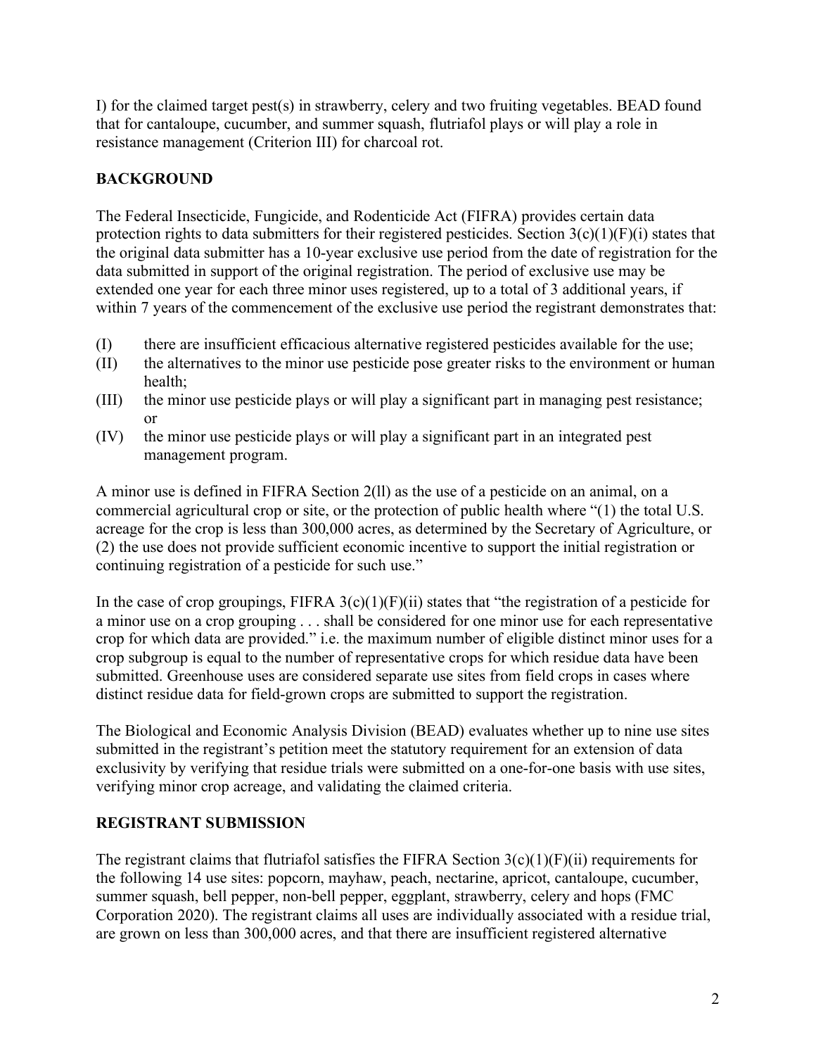I) for the claimed target pest(s) in strawberry, celery and two fruiting vegetables. BEAD found that for cantaloupe, cucumber, and summer squash, flutriafol plays or will play a role in resistance management (Criterion III) for charcoal rot.

## BACKGROUND

The Federal Insecticide, Fungicide, and Rodenticide Act (FIFRA) provides certain data protection rights to data submitters for their registered pesticides. Section 3(c)(1)(F)(i) states that the original data submitter has a 10-year exclusive use period from the date of registration for the data submitted in support of the original registration. The period of exclusive use may be extended one year for each three minor uses registered, up to a total of 3 additional years, if within 7 years of the commencement of the exclusive use period the registrant demonstrates that:

(I) there are insufficient efficacious alternative registered pesticides available for the use;
(II) the alternatives to the minor use pesticide pose greater risks to the environment or human health;
(III) the minor use pesticide plays or will play a significant part in managing pest resistance; or
(IV) the minor use pesticide plays or will play a significant part in an integrated pest management program.

A minor use is defined in FIFRA Section 2(ll) as the use of a pesticide on an animal, on a commercial agricultural crop or site, or the protection of public health where "(1) the total U.S. acreage for the crop is less than 300,000 acres, as determined by the Secretary of Agriculture, or (2) the use does not provide sufficient economic incentive to support the initial registration or continuing registration of a pesticide for such use."

In the case of crop groupings, FIFRA 3(c)(1)(F)(ii) states that "the registration of a pesticide for a minor use on a crop grouping . . . shall be considered for one minor use for each representative crop for which data are provided." i.e. the maximum number of eligible distinct minor uses for a crop subgroup is equal to the number of representative crops for which residue data have been submitted. Greenhouse uses are considered separate use sites from field crops in cases where distinct residue data for field-grown crops are submitted to support the registration.

The Biological and Economic Analysis Division (BEAD) evaluates whether up to nine use sites submitted in the registrant's petition meet the statutory requirement for an extension of data exclusivity by verifying that residue trials were submitted on a one-for-one basis with use sites, verifying minor crop acreage, and validating the claimed criteria.

## REGISTRANT SUBMISSION

The registrant claims that flutriafol satisfies the FIFRA Section 3(c)(1)(F)(ii) requirements for the following 14 use sites: popcorn, mayhaw, peach, nectarine, apricot, cantaloupe, cucumber, summer squash, bell pepper, non-bell pepper, eggplant, strawberry, celery and hops (FMC Corporation 2020). The registrant claims all uses are individually associated with a residue trial, are grown on less than 300,000 acres, and that there are insufficient registered alternative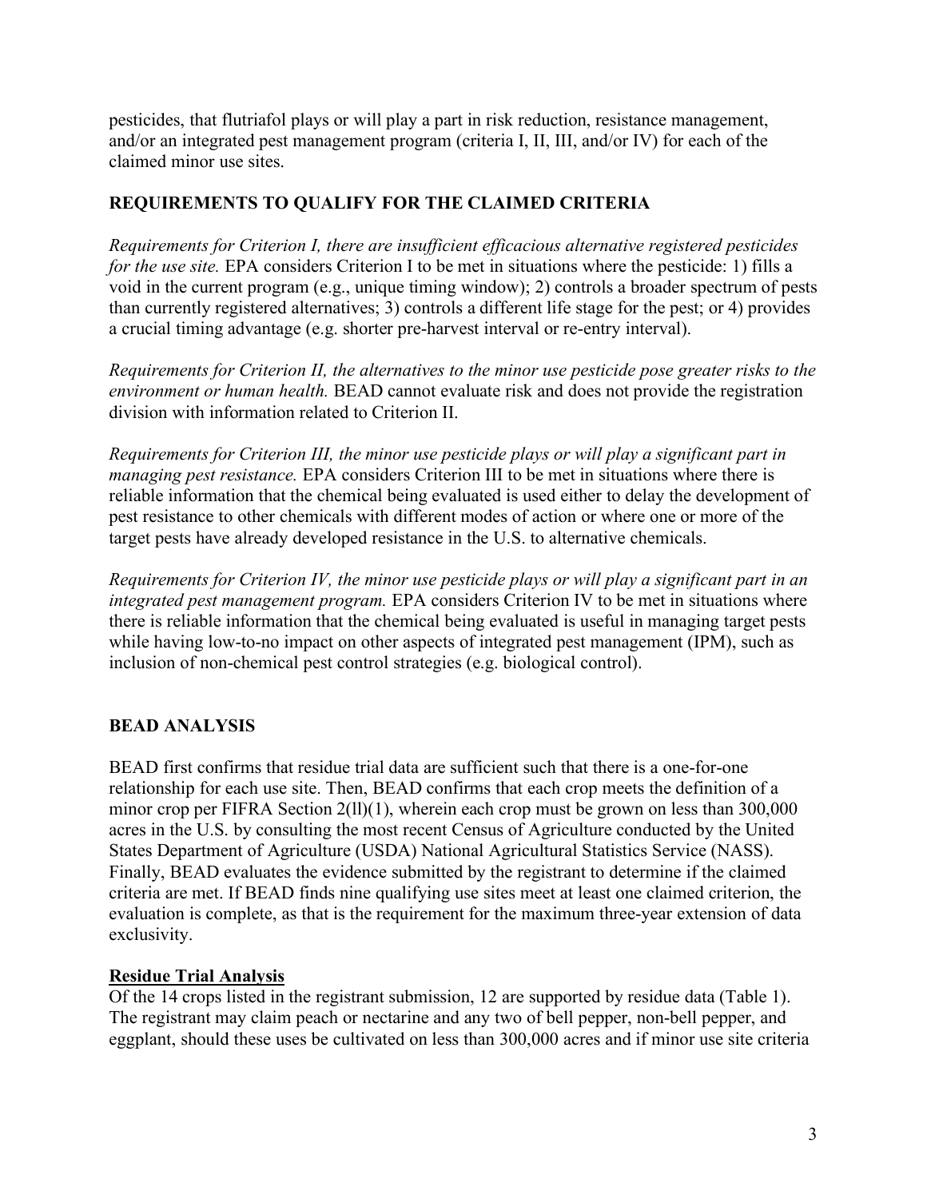pesticides, that flutriafol plays or will play a part in risk reduction, resistance management, and/or an integrated pest management program (criteria I, II, III, and/or IV) for each of the claimed minor use sites.

## REQUIREMENTS TO QUALIFY FOR THE CLAIMED CRITERIA

*Requirements for Criterion I, there are insufficient efficacious alternative registered pesticides for the use site.* EPA considers Criterion I to be met in situations where the pesticide: 1) fills a void in the current program (e.g., unique timing window); 2) controls a broader spectrum of pests than currently registered alternatives; 3) controls a different life stage for the pest; or 4) provides a crucial timing advantage (e.g. shorter pre-harvest interval or re-entry interval).

*Requirements for Criterion II, the alternatives to the minor use pesticide pose greater risks to the environment or human health.* BEAD cannot evaluate risk and does not provide the registration division with information related to Criterion II.

*Requirements for Criterion III, the minor use pesticide plays or will play a significant part in managing pest resistance.* EPA considers Criterion III to be met in situations where there is reliable information that the chemical being evaluated is used either to delay the development of pest resistance to other chemicals with different modes of action or where one or more of the target pests have already developed resistance in the U.S. to alternative chemicals.

*Requirements for Criterion IV, the minor use pesticide plays or will play a significant part in an integrated pest management program.* EPA considers Criterion IV to be met in situations where there is reliable information that the chemical being evaluated is useful in managing target pests while having low-to-no impact on other aspects of integrated pest management (IPM), such as inclusion of non-chemical pest control strategies (e.g. biological control).

## BEAD ANALYSIS

BEAD first confirms that residue trial data are sufficient such that there is a one-for-one relationship for each use site. Then, BEAD confirms that each crop meets the definition of a minor crop per FIFRA Section 2(ll)(1), wherein each crop must be grown on less than 300,000 acres in the U.S. by consulting the most recent Census of Agriculture conducted by the United States Department of Agriculture (USDA) National Agricultural Statistics Service (NASS). Finally, BEAD evaluates the evidence submitted by the registrant to determine if the claimed criteria are met. If BEAD finds nine qualifying use sites meet at least one claimed criterion, the evaluation is complete, as that is the requirement for the maximum three-year extension of data exclusivity.

### Residue Trial Analysis

Of the 14 crops listed in the registrant submission, 12 are supported by residue data (Table 1). The registrant may claim peach or nectarine and any two of bell pepper, non-bell pepper, and eggplant, should these uses be cultivated on less than 300,000 acres and if minor use site criteria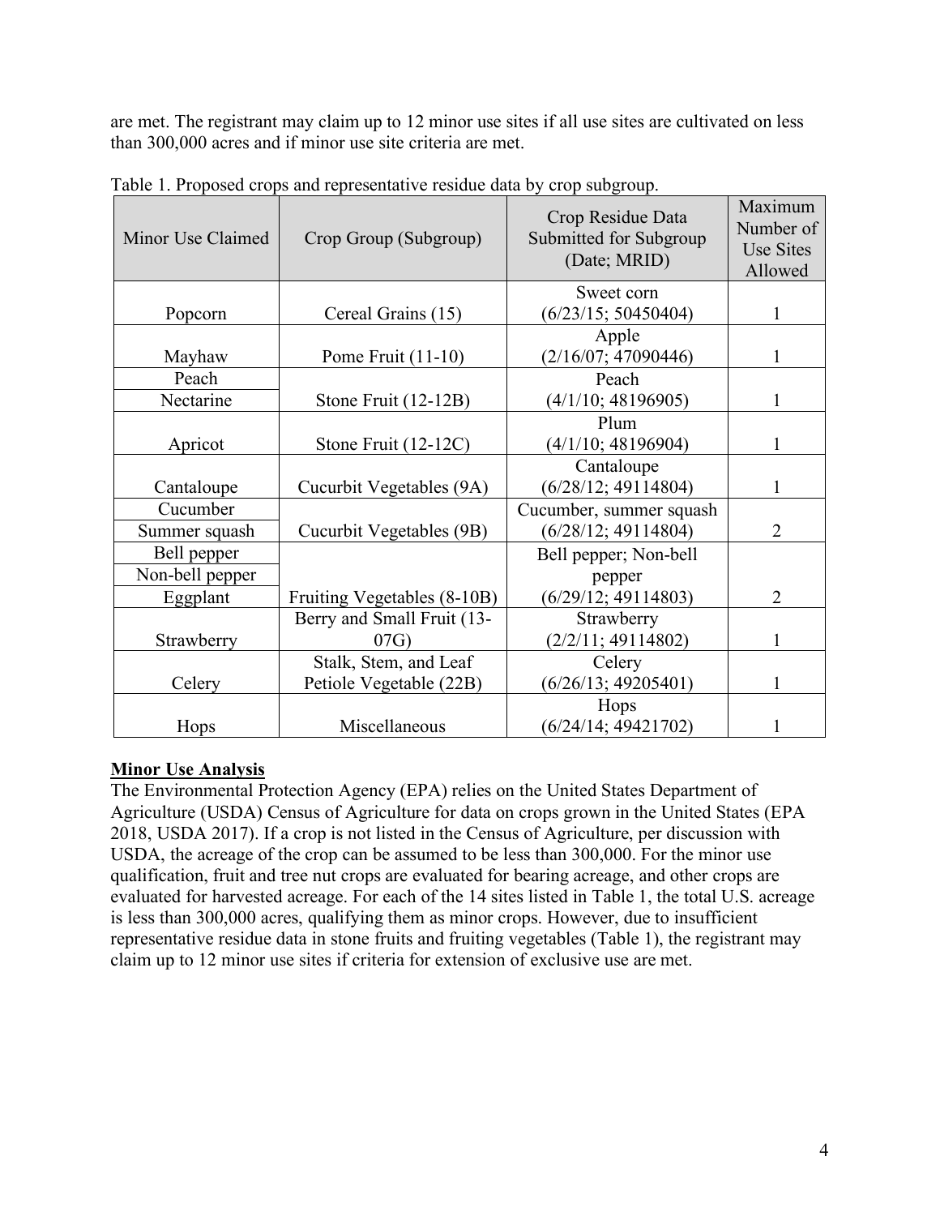are met. The registrant may claim up to 12 minor use sites if all use sites are cultivated on less than 300,000 acres and if minor use site criteria are met.

Table 1. Proposed crops and representative residue data by crop subgroup.

| Minor Use Claimed | Crop Group (Subgroup) | Crop Residue Data Submitted for Subgroup (Date; MRID) | Maximum Number of Use Sites Allowed |
|---|---|---|---|
| Popcorn | Cereal Grains (15) | Sweet corn (6/23/15; 50450404) | 1 |
| Mayhaw | Pome Fruit (11-10) | Apple (2/16/07; 47090446) | 1 |
| Peach<br>Nectarine | Stone Fruit (12-12B) | Peach (4/1/10; 48196905) | 1 |
| Apricot | Stone Fruit (12-12C) | Plum (4/1/10; 48196904) | 1 |
| Cantaloupe | Cucurbit Vegetables (9A) | Cantaloupe (6/28/12; 49114804) | 1 |
| Cucumber<br>Summer squash | Cucurbit Vegetables (9B) | Cucumber, summer squash (6/28/12; 49114804) | 2 |
| Bell pepper<br>Non-bell pepper<br>Eggplant | Fruiting Vegetables (8-10B) | Bell pepper; Non-bell pepper (6/29/12; 49114803) | 2 |
| Strawberry | Berry and Small Fruit (13-07G) | Strawberry (2/2/11; 49114802) | 1 |
| Celery | Stalk, Stem, and Leaf Petiole Vegetable (22B) | Celery (6/26/13; 49205401) | 1 |
| Hops | Miscellaneous | Hops (6/24/14; 49421702) | 1 |

**Minor Use Analysis**

The Environmental Protection Agency (EPA) relies on the United States Department of Agriculture (USDA) Census of Agriculture for data on crops grown in the United States (EPA 2018, USDA 2017). If a crop is not listed in the Census of Agriculture, per discussion with USDA, the acreage of the crop can be assumed to be less than 300,000. For the minor use qualification, fruit and tree nut crops are evaluated for bearing acreage, and other crops are evaluated for harvested acreage. For each of the 14 sites listed in Table 1, the total U.S. acreage is less than 300,000 acres, qualifying them as minor crops. However, due to insufficient representative residue data in stone fruits and fruiting vegetables (Table 1), the registrant may claim up to 12 minor use sites if criteria for extension of exclusive use are met.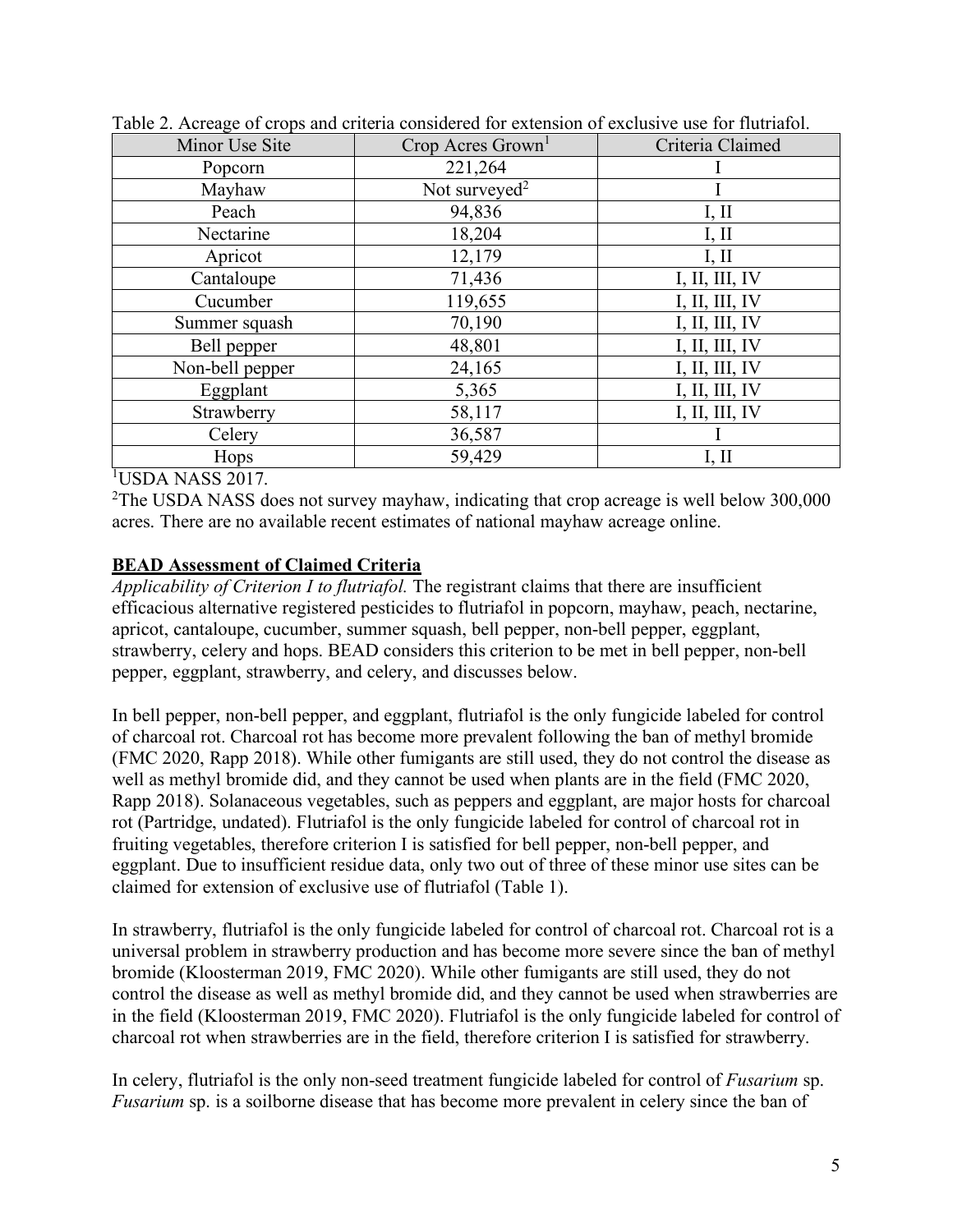Table 2. Acreage of crops and criteria considered for extension of exclusive use for flutriafol.

| Minor Use Site | Crop Acres Grown[1] | Criteria Claimed |
|---|---|---|
| Popcorn | 221,264 | I |
| Mayhaw | Not surveyed[2] | I |
| Peach | 94,836 | I, II |
| Nectarine | 18,204 | I, II |
| Apricot | 12,179 | I, II |
| Cantaloupe | 71,436 | I, II, III, IV |
| Cucumber | 119,655 | I, II, III, IV |
| Summer squash | 70,190 | I, II, III, IV |
| Bell pepper | 48,801 | I, II, III, IV |
| Non-bell pepper | 24,165 | I, II, III, IV |
| Eggplant | 5,365 | I, II, III, IV |
| Strawberry | 58,117 | I, II, III, IV |
| Celery | 36,587 | I |
| Hops | 59,429 | I, II |

[1]USDA NASS 2017.

[2]The USDA NASS does not survey mayhaw, indicating that crop acreage is well below 300,000 acres. There are no available recent estimates of national mayhaw acreage online.

**BEAD Assessment of Claimed Criteria**

*Applicability of Criterion I to flutriafol.* The registrant claims that there are insufficient efficacious alternative registered pesticides to flutriafol in popcorn, mayhaw, peach, nectarine, apricot, cantaloupe, cucumber, summer squash, bell pepper, non-bell pepper, eggplant, strawberry, celery and hops. BEAD considers this criterion to be met in bell pepper, non-bell pepper, eggplant, strawberry, and celery, and discusses below.

In bell pepper, non-bell pepper, and eggplant, flutriafol is the only fungicide labeled for control of charcoal rot. Charcoal rot has become more prevalent following the ban of methyl bromide (FMC 2020, Rapp 2018). While other fumigants are still used, they do not control the disease as well as methyl bromide did, and they cannot be used when plants are in the field (FMC 2020, Rapp 2018). Solanaceous vegetables, such as peppers and eggplant, are major hosts for charcoal rot (Partridge, undated). Flutriafol is the only fungicide labeled for control of charcoal rot in fruiting vegetables, therefore criterion I is satisfied for bell pepper, non-bell pepper, and eggplant. Due to insufficient residue data, only two out of three of these minor use sites can be claimed for extension of exclusive use of flutriafol (Table 1).

In strawberry, flutriafol is the only fungicide labeled for control of charcoal rot. Charcoal rot is a universal problem in strawberry production and has become more severe since the ban of methyl bromide (Kloosterman 2019, FMC 2020). While other fumigants are still used, they do not control the disease as well as methyl bromide did, and they cannot be used when strawberries are in the field (Kloosterman 2019, FMC 2020). Flutriafol is the only fungicide labeled for control of charcoal rot when strawberries are in the field, therefore criterion I is satisfied for strawberry.

In celery, flutriafol is the only non-seed treatment fungicide labeled for control of *Fusarium* sp. *Fusarium* sp. is a soilborne disease that has become more prevalent in celery since the ban of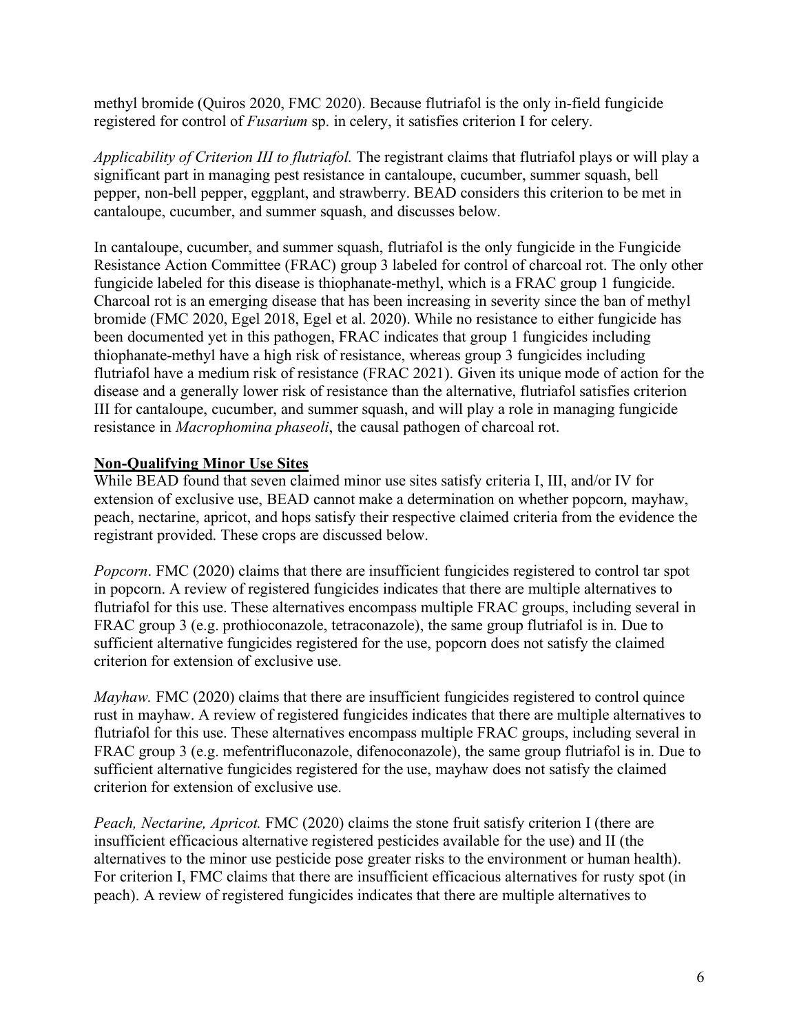methyl bromide (Quiros 2020, FMC 2020). Because flutriafol is the only in-field fungicide registered for control of *Fusarium* sp. in celery, it satisfies criterion I for celery.

*Applicability of Criterion III to flutriafol.* The registrant claims that flutriafol plays or will play a significant part in managing pest resistance in cantaloupe, cucumber, summer squash, bell pepper, non-bell pepper, eggplant, and strawberry. BEAD considers this criterion to be met in cantaloupe, cucumber, and summer squash, and discusses below.

In cantaloupe, cucumber, and summer squash, flutriafol is the only fungicide in the Fungicide Resistance Action Committee (FRAC) group 3 labeled for control of charcoal rot. The only other fungicide labeled for this disease is thiophanate-methyl, which is a FRAC group 1 fungicide. Charcoal rot is an emerging disease that has been increasing in severity since the ban of methyl bromide (FMC 2020, Egel 2018, Egel et al. 2020). While no resistance to either fungicide has been documented yet in this pathogen, FRAC indicates that group 1 fungicides including thiophanate-methyl have a high risk of resistance, whereas group 3 fungicides including flutriafol have a medium risk of resistance (FRAC 2021). Given its unique mode of action for the disease and a generally lower risk of resistance than the alternative, flutriafol satisfies criterion III for cantaloupe, cucumber, and summer squash, and will play a role in managing fungicide resistance in *Macrophomina phaseoli*, the causal pathogen of charcoal rot.

**Non-Qualifying Minor Use Sites**

While BEAD found that seven claimed minor use sites satisfy criteria I, III, and/or IV for extension of exclusive use, BEAD cannot make a determination on whether popcorn, mayhaw, peach, nectarine, apricot, and hops satisfy their respective claimed criteria from the evidence the registrant provided. These crops are discussed below.

*Popcorn*. FMC (2020) claims that there are insufficient fungicides registered to control tar spot in popcorn. A review of registered fungicides indicates that there are multiple alternatives to flutriafol for this use. These alternatives encompass multiple FRAC groups, including several in FRAC group 3 (e.g. prothioconazole, tetraconazole), the same group flutriafol is in. Due to sufficient alternative fungicides registered for the use, popcorn does not satisfy the claimed criterion for extension of exclusive use.

*Mayhaw.* FMC (2020) claims that there are insufficient fungicides registered to control quince rust in mayhaw. A review of registered fungicides indicates that there are multiple alternatives to flutriafol for this use. These alternatives encompass multiple FRAC groups, including several in FRAC group 3 (e.g. mefentrifluconazole, difenoconazole), the same group flutriafol is in. Due to sufficient alternative fungicides registered for the use, mayhaw does not satisfy the claimed criterion for extension of exclusive use.

*Peach, Nectarine, Apricot.* FMC (2020) claims the stone fruit satisfy criterion I (there are insufficient efficacious alternative registered pesticides available for the use) and II (the alternatives to the minor use pesticide pose greater risks to the environment or human health). For criterion I, FMC claims that there are insufficient efficacious alternatives for rusty spot (in peach). A review of registered fungicides indicates that there are multiple alternatives to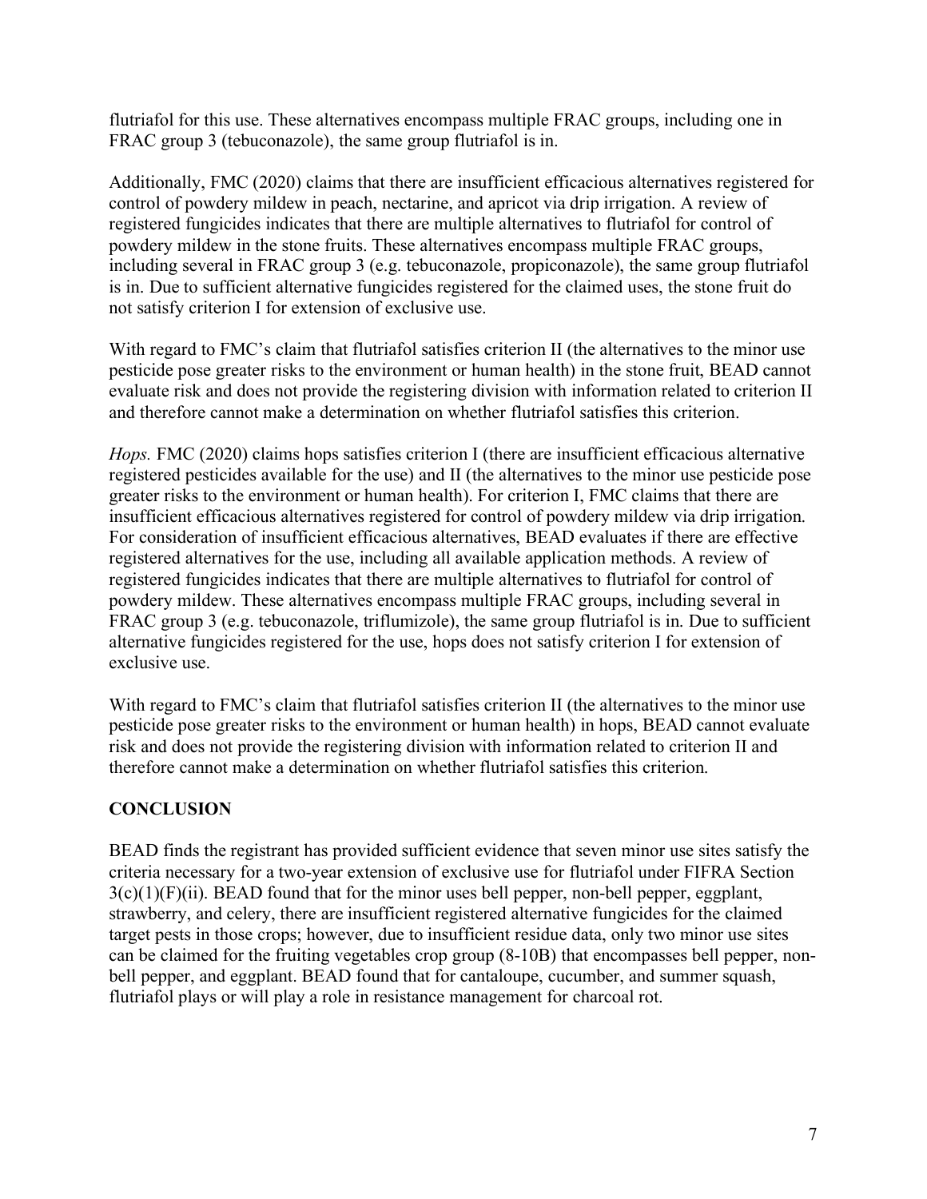flutriafol for this use. These alternatives encompass multiple FRAC groups, including one in FRAC group 3 (tebuconazole), the same group flutriafol is in.

Additionally, FMC (2020) claims that there are insufficient efficacious alternatives registered for control of powdery mildew in peach, nectarine, and apricot via drip irrigation. A review of registered fungicides indicates that there are multiple alternatives to flutriafol for control of powdery mildew in the stone fruits. These alternatives encompass multiple FRAC groups, including several in FRAC group 3 (e.g. tebuconazole, propiconazole), the same group flutriafol is in. Due to sufficient alternative fungicides registered for the claimed uses, the stone fruit do not satisfy criterion I for extension of exclusive use.

With regard to FMC's claim that flutriafol satisfies criterion II (the alternatives to the minor use pesticide pose greater risks to the environment or human health) in the stone fruit, BEAD cannot evaluate risk and does not provide the registering division with information related to criterion II and therefore cannot make a determination on whether flutriafol satisfies this criterion.

*Hops.* FMC (2020) claims hops satisfies criterion I (there are insufficient efficacious alternative registered pesticides available for the use) and II (the alternatives to the minor use pesticide pose greater risks to the environment or human health). For criterion I, FMC claims that there are insufficient efficacious alternatives registered for control of powdery mildew via drip irrigation. For consideration of insufficient efficacious alternatives, BEAD evaluates if there are effective registered alternatives for the use, including all available application methods. A review of registered fungicides indicates that there are multiple alternatives to flutriafol for control of powdery mildew. These alternatives encompass multiple FRAC groups, including several in FRAC group 3 (e.g. tebuconazole, triflumizole), the same group flutriafol is in. Due to sufficient alternative fungicides registered for the use, hops does not satisfy criterion I for extension of exclusive use.

With regard to FMC's claim that flutriafol satisfies criterion II (the alternatives to the minor use pesticide pose greater risks to the environment or human health) in hops, BEAD cannot evaluate risk and does not provide the registering division with information related to criterion II and therefore cannot make a determination on whether flutriafol satisfies this criterion.

## CONCLUSION

BEAD finds the registrant has provided sufficient evidence that seven minor use sites satisfy the criteria necessary for a two-year extension of exclusive use for flutriafol under FIFRA Section 3(c)(1)(F)(ii). BEAD found that for the minor uses bell pepper, non-bell pepper, eggplant, strawberry, and celery, there are insufficient registered alternative fungicides for the claimed target pests in those crops; however, due to insufficient residue data, only two minor use sites can be claimed for the fruiting vegetables crop group (8-10B) that encompasses bell pepper, non-bell pepper, and eggplant. BEAD found that for cantaloupe, cucumber, and summer squash, flutriafol plays or will play a role in resistance management for charcoal rot.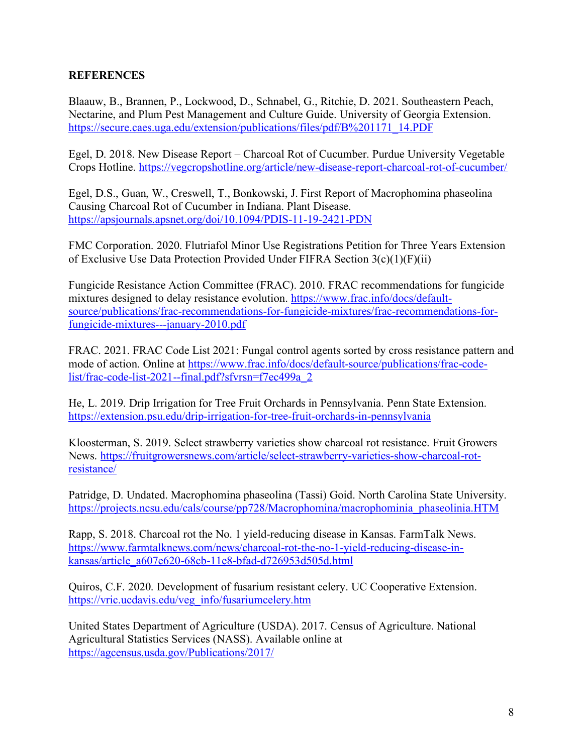**REFERENCES**

Blaauw, B., Brannen, P., Lockwood, D., Schnabel, G., Ritchie, D. 2021. Southeastern Peach, Nectarine, and Plum Pest Management and Culture Guide. University of Georgia Extension. https://secure.caes.uga.edu/extension/publications/files/pdf/B%201171_14.PDF

Egel, D. 2018. New Disease Report – Charcoal Rot of Cucumber. Purdue University Vegetable Crops Hotline. https://vegcropshotline.org/article/new-disease-report-charcoal-rot-of-cucumber/

Egel, D.S., Guan, W., Creswell, T., Bonkowski, J. First Report of Macrophomina phaseolina Causing Charcoal Rot of Cucumber in Indiana. Plant Disease. https://apsjournals.apsnet.org/doi/10.1094/PDIS-11-19-2421-PDN

FMC Corporation. 2020. Flutriafol Minor Use Registrations Petition for Three Years Extension of Exclusive Use Data Protection Provided Under FIFRA Section 3(c)(1)(F)(ii)

Fungicide Resistance Action Committee (FRAC). 2010. FRAC recommendations for fungicide mixtures designed to delay resistance evolution. https://www.frac.info/docs/default-source/publications/frac-recommendations-for-fungicide-mixtures/frac-recommendations-for-fungicide-mixtures---january-2010.pdf

FRAC. 2021. FRAC Code List 2021: Fungal control agents sorted by cross resistance pattern and mode of action. Online at https://www.frac.info/docs/default-source/publications/frac-code-list/frac-code-list-2021--final.pdf?sfvrsn=f7ec499a_2

He, L. 2019. Drip Irrigation for Tree Fruit Orchards in Pennsylvania. Penn State Extension. https://extension.psu.edu/drip-irrigation-for-tree-fruit-orchards-in-pennsylvania

Kloosterman, S. 2019. Select strawberry varieties show charcoal rot resistance. Fruit Growers News. https://fruitgrowersnews.com/article/select-strawberry-varieties-show-charcoal-rot-resistance/

Patridge, D. Undated. Macrophomina phaseolina (Tassi) Goid. North Carolina State University. https://projects.ncsu.edu/cals/course/pp728/Macrophomina/macrophominia_phaseolinia.HTM

Rapp, S. 2018. Charcoal rot the No. 1 yield-reducing disease in Kansas. FarmTalk News. https://www.farmtalknews.com/news/charcoal-rot-the-no-1-yield-reducing-disease-in-kansas/article_a607e620-68cb-11e8-bfad-d726953d505d.html

Quiros, C.F. 2020. Development of fusarium resistant celery. UC Cooperative Extension. https://vric.ucdavis.edu/veg_info/fusariumcelery.htm

United States Department of Agriculture (USDA). 2017. Census of Agriculture. National Agricultural Statistics Services (NASS). Available online at https://agcensus.usda.gov/Publications/2017/